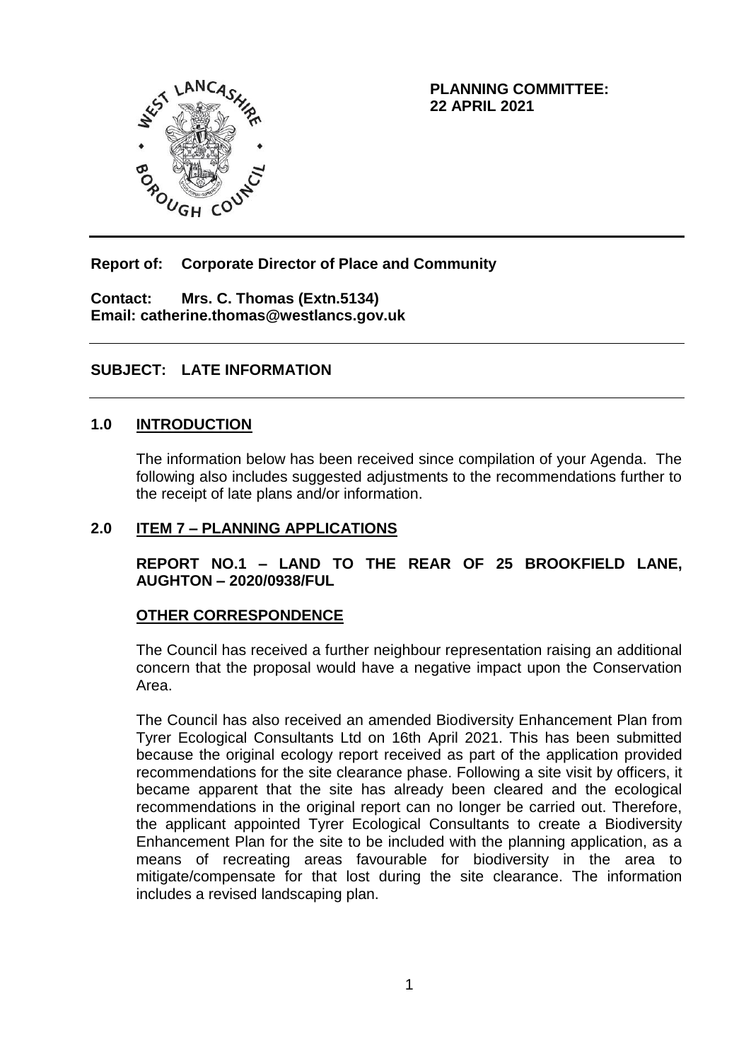**PLANNING COMMITTEE:**
**22 APRIL 2021**

---

**Report of: Corporate Director of Place and Community**

**Contact: Mrs. C. Thomas (Extn.5134)**
**Email: catherine.thomas@westlancs.gov.uk**

---

**SUBJECT: LATE INFORMATION**

---

## 1.0 INTRODUCTION

The information below has been received since compilation of your Agenda. The following also includes suggested adjustments to the recommendations further to the receipt of late plans and/or information.

## 2.0 ITEM 7 – PLANNING APPLICATIONS

### REPORT NO.1 – LAND TO THE REAR OF 25 BROOKFIELD LANE, AUGHTON – 2020/0938/FUL

#### OTHER CORRESPONDENCE

The Council has received a further neighbour representation raising an additional concern that the proposal would have a negative impact upon the Conservation Area.

The Council has also received an amended Biodiversity Enhancement Plan from Tyrer Ecological Consultants Ltd on 16th April 2021. This has been submitted because the original ecology report received as part of the application provided recommendations for the site clearance phase. Following a site visit by officers, it became apparent that the site has already been cleared and the ecological recommendations in the original report can no longer be carried out. Therefore, the applicant appointed Tyrer Ecological Consultants to create a Biodiversity Enhancement Plan for the site to be included with the planning application, as a means of recreating areas favourable for biodiversity in the area to mitigate/compensate for that lost during the site clearance. The information includes a revised landscaping plan.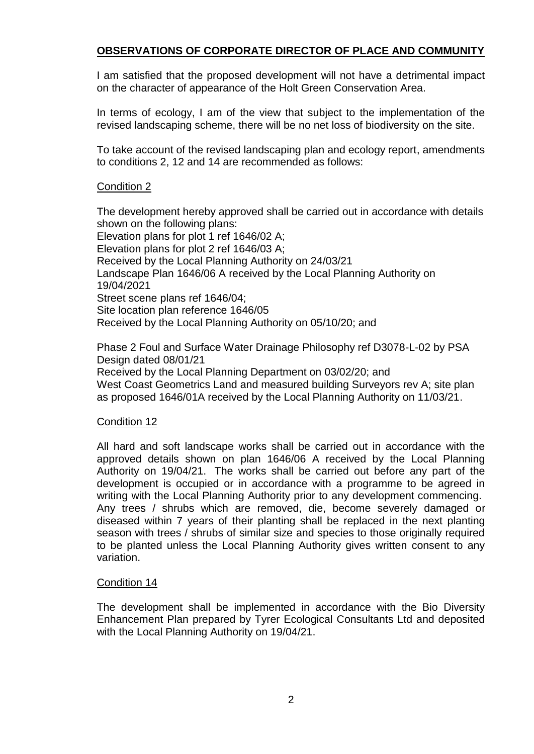## **OBSERVATIONS OF CORPORATE DIRECTOR OF PLACE AND COMMUNITY**

I am satisfied that the proposed development will not have a detrimental impact on the character of appearance of the Holt Green Conservation Area.

In terms of ecology, I am of the view that subject to the implementation of the revised landscaping scheme, there will be no net loss of biodiversity on the site.

To take account of the revised landscaping plan and ecology report, amendments to conditions 2, 12 and 14 are recommended as follows:

Condition 2

The development hereby approved shall be carried out in accordance with details shown on the following plans:
Elevation plans for plot 1 ref 1646/02 A;
Elevation plans for plot 2 ref 1646/03 A;
Received by the Local Planning Authority on 24/03/21
Landscape Plan 1646/06 A received by the Local Planning Authority on 19/04/2021
Street scene plans ref 1646/04;
Site location plan reference 1646/05
Received by the Local Planning Authority on 05/10/20; and

Phase 2 Foul and Surface Water Drainage Philosophy ref D3078-L-02 by PSA Design dated 08/01/21
Received by the Local Planning Department on 03/02/20; and
West Coast Geometrics Land and measured building Surveyors rev A; site plan as proposed 1646/01A received by the Local Planning Authority on 11/03/21.

Condition 12

All hard and soft landscape works shall be carried out in accordance with the approved details shown on plan 1646/06 A received by the Local Planning Authority on 19/04/21. The works shall be carried out before any part of the development is occupied or in accordance with a programme to be agreed in writing with the Local Planning Authority prior to any development commencing. Any trees / shrubs which are removed, die, become severely damaged or diseased within 7 years of their planting shall be replaced in the next planting season with trees / shrubs of similar size and species to those originally required to be planted unless the Local Planning Authority gives written consent to any variation.

Condition 14

The development shall be implemented in accordance with the Bio Diversity Enhancement Plan prepared by Tyrer Ecological Consultants Ltd and deposited with the Local Planning Authority on 19/04/21.